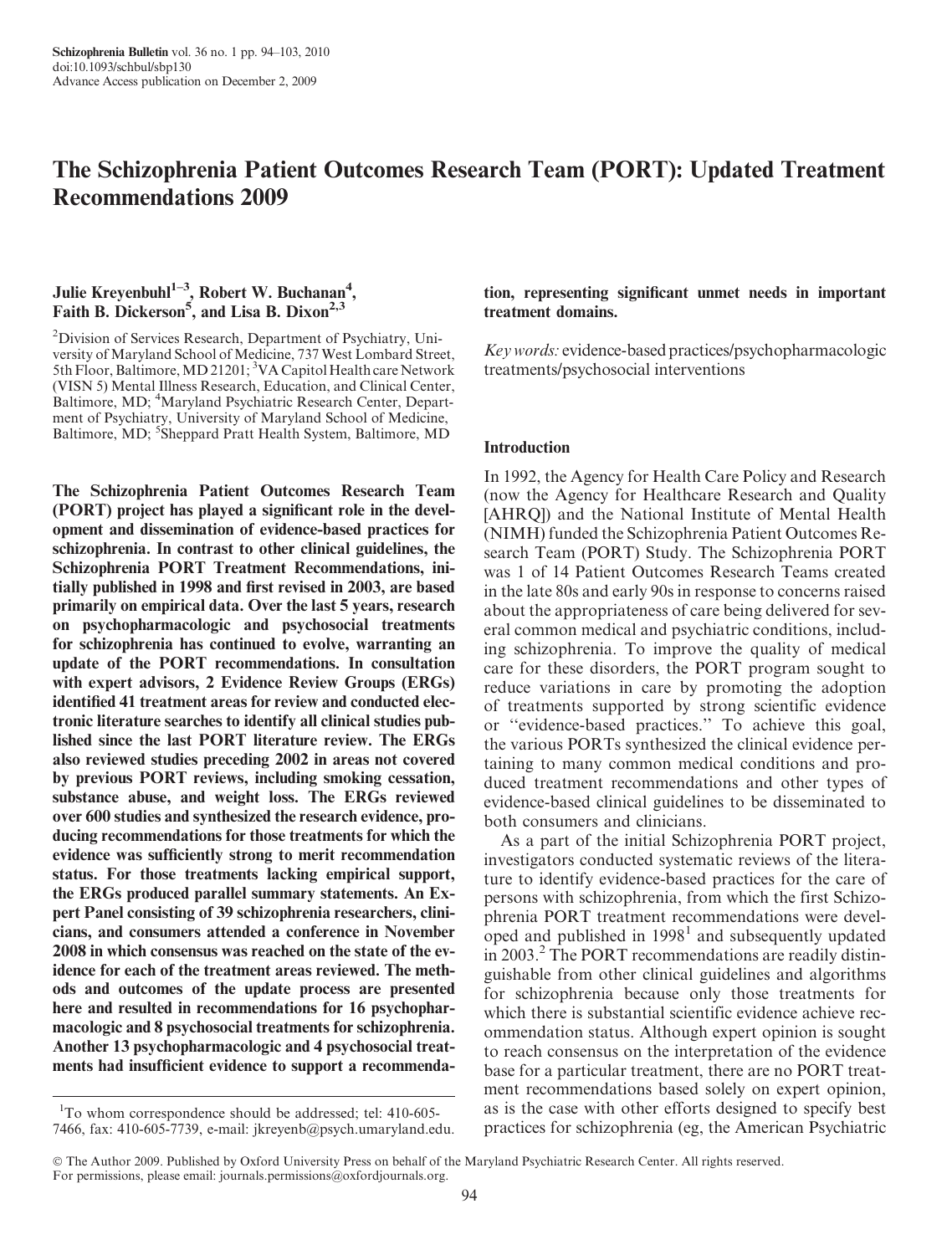# The Schizophrenia Patient Outcomes Research Team (PORT): Updated Treatment Recommendations 2009

Julie Kreyenbuhl[1–3], Robert W. Buchanan[4], Faith B. Dickerson[5], and Lisa B. Dixon[2,3]

[2]Division of Services Research, Department of Psychiatry, University of Maryland School of Medicine, 737 West Lombard Street, 5th Floor, Baltimore, MD 21201; [3]VA Capitol Health care Network (VISN 5) Mental Illness Research, Education, and Clinical Center, Baltimore, MD; [4]Maryland Psychiatric Research Center, Department of Psychiatry, University of Maryland School of Medicine, Baltimore, MD; [5]Sheppard Pratt Health System, Baltimore, MD

**The Schizophrenia Patient Outcomes Research Team (PORT) project has played a significant role in the development and dissemination of evidence-based practices for schizophrenia. In contrast to other clinical guidelines, the Schizophrenia PORT Treatment Recommendations, initially published in 1998 and first revised in 2003, are based primarily on empirical data. Over the last 5 years, research on psychopharmacologic and psychosocial treatments for schizophrenia has continued to evolve, warranting an update of the PORT recommendations. In consultation with expert advisors, 2 Evidence Review Groups (ERGs) identified 41 treatment areas for review and conducted electronic literature searches to identify all clinical studies published since the last PORT literature review. The ERGs also reviewed studies preceding 2002 in areas not covered by previous PORT reviews, including smoking cessation, substance abuse, and weight loss. The ERGs reviewed over 600 studies and synthesized the research evidence, producing recommendations for those treatments for which the evidence was sufficiently strong to merit recommendation status. For those treatments lacking empirical support, the ERGs produced parallel summary statements. An Expert Panel consisting of 39 schizophrenia researchers, clinicians, and consumers attended a conference in November 2008 in which consensus was reached on the state of the evidence for each of the treatment areas reviewed. The methods and outcomes of the update process are presented here and resulted in recommendations for 16 psychopharmacologic and 8 psychosocial treatments for schizophrenia. Another 13 psychopharmacologic and 4 psychosocial treatments had insufficient evidence to support a recommendation, representing significant unmet needs in important treatment domains.**

*Key words:* evidence-based practices/psychopharmacologic treatments/psychosocial interventions

[1]To whom correspondence should be addressed; tel: 410-605-7466, fax: 410-605-7739, e-mail: jkreyenb@psych.umaryland.edu.

## Introduction

In 1992, the Agency for Health Care Policy and Research (now the Agency for Healthcare Research and Quality [AHRQ]) and the National Institute of Mental Health (NIMH) funded the Schizophrenia Patient Outcomes Research Team (PORT) Study. The Schizophrenia PORT was 1 of 14 Patient Outcomes Research Teams created in the late 80s and early 90s in response to concerns raised about the appropriateness of care being delivered for several common medical and psychiatric conditions, including schizophrenia. To improve the quality of medical care for these disorders, the PORT program sought to reduce variations in care by promoting the adoption of treatments supported by strong scientific evidence or "evidence-based practices." To achieve this goal, the various PORTs synthesized the clinical evidence pertaining to many common medical conditions and produced treatment recommendations and other types of evidence-based clinical guidelines to be disseminated to both consumers and clinicians.

As a part of the initial Schizophrenia PORT project, investigators conducted systematic reviews of the literature to identify evidence-based practices for the care of persons with schizophrenia, from which the first Schizophrenia PORT treatment recommendations were developed and published in 1998[1] and subsequently updated in 2003.[2] The PORT recommendations are readily distinguishable from other clinical guidelines and algorithms for schizophrenia because only those treatments for which there is substantial scientific evidence achieve recommendation status. Although expert opinion is sought to reach consensus on the interpretation of the evidence base for a particular treatment, there are no PORT treatment recommendations based solely on expert opinion, as is the case with other efforts designed to specify best practices for schizophrenia (eg, the American Psychiatric

© The Author 2009. Published by Oxford University Press on behalf of the Maryland Psychiatric Research Center. All rights reserved. For permissions, please email: journals.permissions@oxfordjournals.org.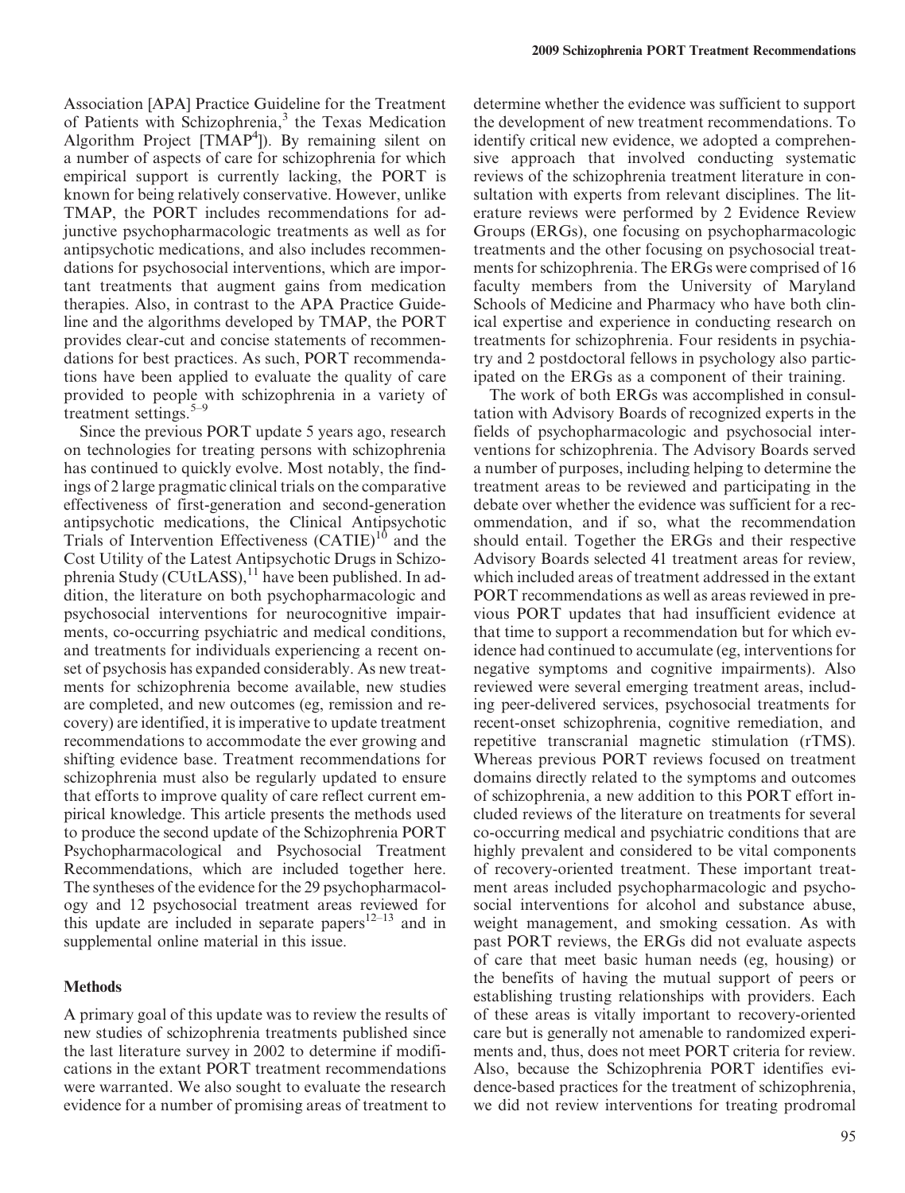Association [APA] Practice Guideline for the Treatment of Patients with Schizophrenia,[3] the Texas Medication Algorithm Project [TMAP[4]]). By remaining silent on a number of aspects of care for schizophrenia for which empirical support is currently lacking, the PORT is known for being relatively conservative. However, unlike TMAP, the PORT includes recommendations for adjunctive psychopharmacologic treatments as well as for antipsychotic medications, and also includes recommendations for psychosocial interventions, which are important treatments that augment gains from medication therapies. Also, in contrast to the APA Practice Guideline and the algorithms developed by TMAP, the PORT provides clear-cut and concise statements of recommendations for best practices. As such, PORT recommendations have been applied to evaluate the quality of care provided to people with schizophrenia in a variety of treatment settings.[5–9]

Since the previous PORT update 5 years ago, research on technologies for treating persons with schizophrenia has continued to quickly evolve. Most notably, the findings of 2 large pragmatic clinical trials on the comparative effectiveness of first-generation and second-generation antipsychotic medications, the Clinical Antipsychotic Trials of Intervention Effectiveness (CATIE)[10] and the Cost Utility of the Latest Antipsychotic Drugs in Schizophrenia Study (CUtLASS),[11] have been published. In addition, the literature on both psychopharmacologic and psychosocial interventions for neurocognitive impairments, co-occurring psychiatric and medical conditions, and treatments for individuals experiencing a recent onset of psychosis has expanded considerably. As new treatments for schizophrenia become available, new studies are completed, and new outcomes (eg, remission and recovery) are identified, it is imperative to update treatment recommendations to accommodate the ever growing and shifting evidence base. Treatment recommendations for schizophrenia must also be regularly updated to ensure that efforts to improve quality of care reflect current empirical knowledge. This article presents the methods used to produce the second update of the Schizophrenia PORT Psychopharmacological and Psychosocial Treatment Recommendations, which are included together here. The syntheses of the evidence for the 29 psychopharmacology and 12 psychosocial treatment areas reviewed for this update are included in separate papers[12–13] and in supplemental online material in this issue.

## Methods

A primary goal of this update was to review the results of new studies of schizophrenia treatments published since the last literature survey in 2002 to determine if modifications in the extant PORT treatment recommendations were warranted. We also sought to evaluate the research evidence for a number of promising areas of treatment to determine whether the evidence was sufficient to support the development of new treatment recommendations. To identify critical new evidence, we adopted a comprehensive approach that involved conducting systematic reviews of the schizophrenia treatment literature in consultation with experts from relevant disciplines. The literature reviews were performed by 2 Evidence Review Groups (ERGs), one focusing on psychopharmacologic treatments and the other focusing on psychosocial treatments for schizophrenia. The ERGs were comprised of 16 faculty members from the University of Maryland Schools of Medicine and Pharmacy who have both clinical expertise and experience in conducting research on treatments for schizophrenia. Four residents in psychiatry and 2 postdoctoral fellows in psychology also participated on the ERGs as a component of their training.

The work of both ERGs was accomplished in consultation with Advisory Boards of recognized experts in the fields of psychopharmacologic and psychosocial interventions for schizophrenia. The Advisory Boards served a number of purposes, including helping to determine the treatment areas to be reviewed and participating in the debate over whether the evidence was sufficient for a recommendation, and if so, what the recommendation should entail. Together the ERGs and their respective Advisory Boards selected 41 treatment areas for review, which included areas of treatment addressed in the extant PORT recommendations as well as areas reviewed in previous PORT updates that had insufficient evidence at that time to support a recommendation but for which evidence had continued to accumulate (eg, interventions for negative symptoms and cognitive impairments). Also reviewed were several emerging treatment areas, including peer-delivered services, psychosocial treatments for recent-onset schizophrenia, cognitive remediation, and repetitive transcranial magnetic stimulation (rTMS). Whereas previous PORT reviews focused on treatment domains directly related to the symptoms and outcomes of schizophrenia, a new addition to this PORT effort included reviews of the literature on treatments for several co-occurring medical and psychiatric conditions that are highly prevalent and considered to be vital components of recovery-oriented treatment. These important treatment areas included psychopharmacologic and psychosocial interventions for alcohol and substance abuse, weight management, and smoking cessation. As with past PORT reviews, the ERGs did not evaluate aspects of care that meet basic human needs (eg, housing) or the benefits of having the mutual support of peers or establishing trusting relationships with providers. Each of these areas is vitally important to recovery-oriented care but is generally not amenable to randomized experiments and, thus, does not meet PORT criteria for review. Also, because the Schizophrenia PORT identifies evidence-based practices for the treatment of schizophrenia, we did not review interventions for treating prodromal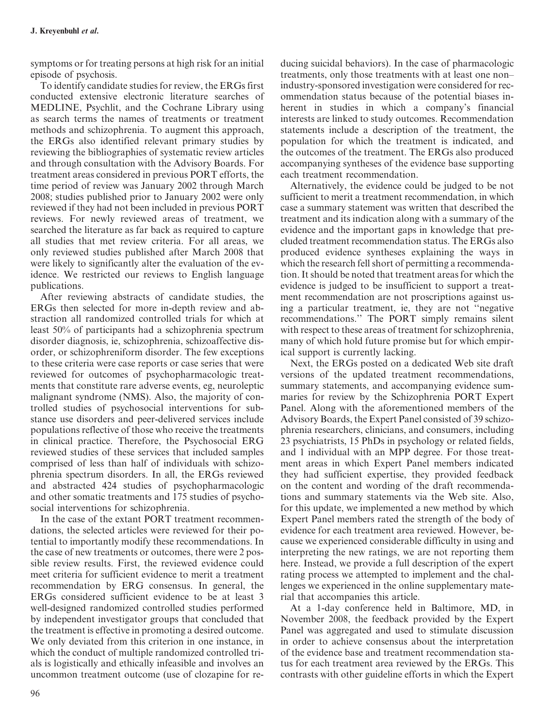symptoms or for treating persons at high risk for an initial episode of psychosis.

To identify candidate studies for review, the ERGs first conducted extensive electronic literature searches of MEDLINE, Psychlit, and the Cochrane Library using as search terms the names of treatments or treatment methods and schizophrenia. To augment this approach, the ERGs also identified relevant primary studies by reviewing the bibliographies of systematic review articles and through consultation with the Advisory Boards. For treatment areas considered in previous PORT efforts, the time period of review was January 2002 through March 2008; studies published prior to January 2002 were only reviewed if they had not been included in previous PORT reviews. For newly reviewed areas of treatment, we searched the literature as far back as required to capture all studies that met review criteria. For all areas, we only reviewed studies published after March 2008 that were likely to significantly alter the evaluation of the evidence. We restricted our reviews to English language publications.

After reviewing abstracts of candidate studies, the ERGs then selected for more in-depth review and abstraction all randomized controlled trials for which at least 50% of participants had a schizophrenia spectrum disorder diagnosis, ie, schizophrenia, schizoaffective disorder, or schizophreniform disorder. The few exceptions to these criteria were case reports or case series that were reviewed for outcomes of psychopharmacologic treatments that constitute rare adverse events, eg, neuroleptic malignant syndrome (NMS). Also, the majority of controlled studies of psychosocial interventions for substance use disorders and peer-delivered services include populations reflective of those who receive the treatments in clinical practice. Therefore, the Psychosocial ERG reviewed studies of these services that included samples comprised of less than half of individuals with schizophrenia spectrum disorders. In all, the ERGs reviewed and abstracted 424 studies of psychopharmacologic and other somatic treatments and 175 studies of psychosocial interventions for schizophrenia.

In the case of the extant PORT treatment recommendations, the selected articles were reviewed for their potential to importantly modify these recommendations. In the case of new treatments or outcomes, there were 2 possible review results. First, the reviewed evidence could meet criteria for sufficient evidence to merit a treatment recommendation by ERG consensus. In general, the ERGs considered sufficient evidence to be at least 3 well-designed randomized controlled studies performed by independent investigator groups that concluded that the treatment is effective in promoting a desired outcome. We only deviated from this criterion in one instance, in which the conduct of multiple randomized controlled trials is logistically and ethically infeasible and involves an uncommon treatment outcome (use of clozapine for reducing suicidal behaviors). In the case of pharmacologic treatments, only those treatments with at least one non–industry-sponsored investigation were considered for recommendation status because of the potential biases inherent in studies in which a company's financial interests are linked to study outcomes. Recommendation statements include a description of the treatment, the population for which the treatment is indicated, and the outcomes of the treatment. The ERGs also produced accompanying syntheses of the evidence base supporting each treatment recommendation.

Alternatively, the evidence could be judged to be not sufficient to merit a treatment recommendation, in which case a summary statement was written that described the treatment and its indication along with a summary of the evidence and the important gaps in knowledge that precluded treatment recommendation status. The ERGs also produced evidence syntheses explaining the ways in which the research fell short of permitting a recommendation. It should be noted that treatment areas for which the evidence is judged to be insufficient to support a treatment recommendation are not proscriptions against using a particular treatment, ie, they are not "negative recommendations." The PORT simply remains silent with respect to these areas of treatment for schizophrenia, many of which hold future promise but for which empirical support is currently lacking.

Next, the ERGs posted on a dedicated Web site draft versions of the updated treatment recommendations, summary statements, and accompanying evidence summaries for review by the Schizophrenia PORT Expert Panel. Along with the aforementioned members of the Advisory Boards, the Expert Panel consisted of 39 schizophrenia researchers, clinicians, and consumers, including 23 psychiatrists, 15 PhDs in psychology or related fields, and 1 individual with an MPP degree. For those treatment areas in which Expert Panel members indicated they had sufficient expertise, they provided feedback on the content and wording of the draft recommendations and summary statements via the Web site. Also, for this update, we implemented a new method by which Expert Panel members rated the strength of the body of evidence for each treatment area reviewed. However, because we experienced considerable difficulty in using and interpreting the new ratings, we are not reporting them here. Instead, we provide a full description of the expert rating process we attempted to implement and the challenges we experienced in the online supplementary material that accompanies this article.

At a 1-day conference held in Baltimore, MD, in November 2008, the feedback provided by the Expert Panel was aggregated and used to stimulate discussion in order to achieve consensus about the interpretation of the evidence base and treatment recommendation status for each treatment area reviewed by the ERGs. This contrasts with other guideline efforts in which the Expert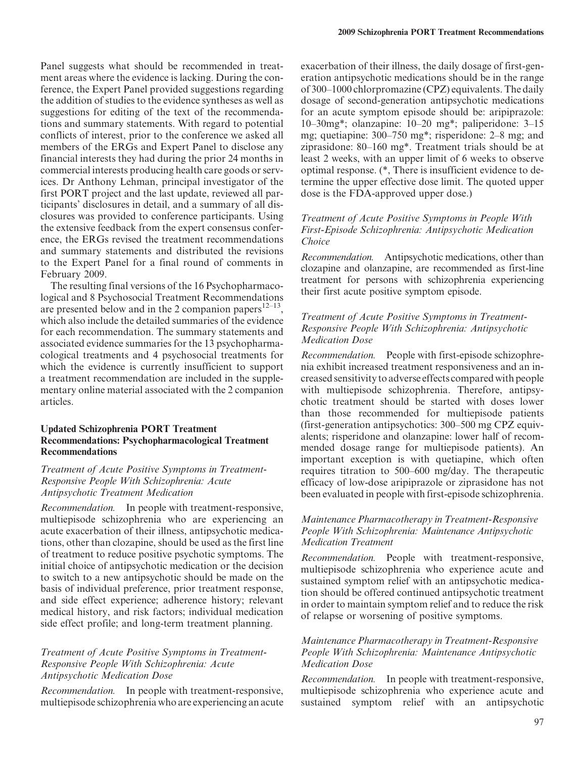Panel suggests what should be recommended in treatment areas where the evidence is lacking. During the conference, the Expert Panel provided suggestions regarding the addition of studies to the evidence syntheses as well as suggestions for editing of the text of the recommendations and summary statements. With regard to potential conflicts of interest, prior to the conference we asked all members of the ERGs and Expert Panel to disclose any financial interests they had during the prior 24 months in commercial interests producing health care goods or services. Dr Anthony Lehman, principal investigator of the first PORT project and the last update, reviewed all participants' disclosures in detail, and a summary of all disclosures was provided to conference participants. Using the extensive feedback from the expert consensus conference, the ERGs revised the treatment recommendations and summary statements and distributed the revisions to the Expert Panel for a final round of comments in February 2009.

The resulting final versions of the 16 Psychopharmacological and 8 Psychosocial Treatment Recommendations are presented below and in the 2 companion papers[12–13], which also include the detailed summaries of the evidence for each recommendation. The summary statements and associated evidence summaries for the 13 psychopharmacological treatments and 4 psychosocial treatments for which the evidence is currently insufficient to support a treatment recommendation are included in the supplementary online material associated with the 2 companion articles.

## Updated Schizophrenia PORT Treatment Recommendations: Psychopharmacological Treatment Recommendations

### *Treatment of Acute Positive Symptoms in Treatment-Responsive People With Schizophrenia: Acute Antipsychotic Treatment Medication*

*Recommendation.* In people with treatment-responsive, multiepisode schizophrenia who are experiencing an acute exacerbation of their illness, antipsychotic medications, other than clozapine, should be used as the first line of treatment to reduce positive psychotic symptoms. The initial choice of antipsychotic medication or the decision to switch to a new antipsychotic should be made on the basis of individual preference, prior treatment response, and side effect experience; adherence history; relevant medical history, and risk factors; individual medication side effect profile; and long-term treatment planning.

### *Treatment of Acute Positive Symptoms in Treatment-Responsive People With Schizophrenia: Acute Antipsychotic Medication Dose*

*Recommendation.* In people with treatment-responsive, multiepisode schizophrenia who are experiencing an acute exacerbation of their illness, the daily dosage of first-generation antipsychotic medications should be in the range of 300–1000 chlorpromazine (CPZ) equivalents. The daily dosage of second-generation antipsychotic medications for an acute symptom episode should be: aripiprazole: 10–30mg*; olanzapine: 10–20 mg*; paliperidone: 3–15 mg; quetiapine: 300–750 mg*; risperidone: 2–8 mg; and ziprasidone: 80–160 mg*. Treatment trials should be at least 2 weeks, with an upper limit of 6 weeks to observe optimal response. (*, There is insufficient evidence to determine the upper effective dose limit. The quoted upper dose is the FDA-approved upper dose.)

### *Treatment of Acute Positive Symptoms in People With First-Episode Schizophrenia: Antipsychotic Medication Choice*

*Recommendation.* Antipsychotic medications, other than clozapine and olanzapine, are recommended as first-line treatment for persons with schizophrenia experiencing their first acute positive symptom episode.

### *Treatment of Acute Positive Symptoms in Treatment-Responsive People With Schizophrenia: Antipsychotic Medication Dose*

*Recommendation.* People with first-episode schizophrenia exhibit increased treatment responsiveness and an increased sensitivity to adverse effects compared with people with multiepisode schizophrenia. Therefore, antipsychotic treatment should be started with doses lower than those recommended for multiepisode patients (first-generation antipsychotics: 300–500 mg CPZ equivalents; risperidone and olanzapine: lower half of recommended dosage range for multiepisode patients). An important exception is with quetiapine, which often requires titration to 500–600 mg/day. The therapeutic efficacy of low-dose aripiprazole or ziprasidone has not been evaluated in people with first-episode schizophrenia.

### *Maintenance Pharmacotherapy in Treatment-Responsive People With Schizophrenia: Maintenance Antipsychotic Medication Treatment*

*Recommendation.* People with treatment-responsive, multiepisode schizophrenia who experience acute and sustained symptom relief with an antipsychotic medication should be offered continued antipsychotic treatment in order to maintain symptom relief and to reduce the risk of relapse or worsening of positive symptoms.

### *Maintenance Pharmacotherapy in Treatment-Responsive People With Schizophrenia: Maintenance Antipsychotic Medication Dose*

*Recommendation.* In people with treatment-responsive, multiepisode schizophrenia who experience acute and sustained symptom relief with an antipsychotic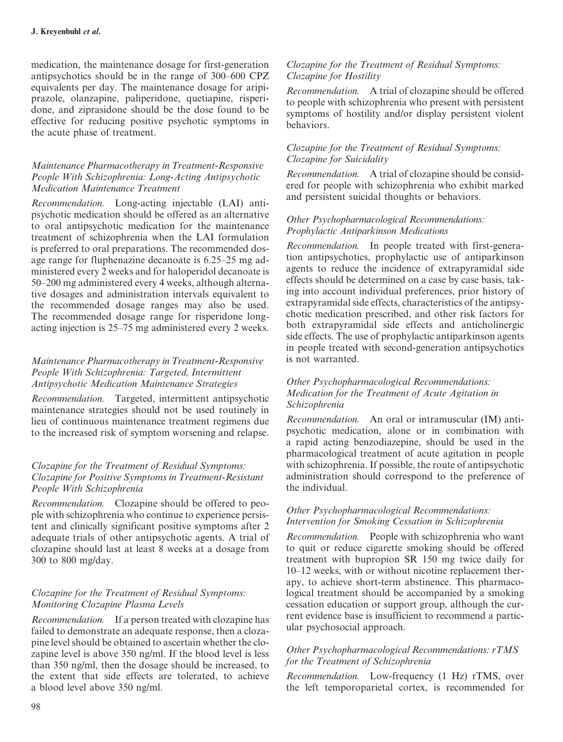medication, the maintenance dosage for first-generation antipsychotics should be in the range of 300–600 CPZ equivalents per day. The maintenance dosage for aripiprazole, olanzapine, paliperidone, quetiapine, risperidone, and ziprasidone should be the dose found to be effective for reducing positive psychotic symptoms in the acute phase of treatment.

*Maintenance Pharmacotherapy in Treatment-Responsive People With Schizophrenia: Long-Acting Antipsychotic Medication Maintenance Treatment*

*Recommendation.* Long-acting injectable (LAI) antipsychotic medication should be offered as an alternative to oral antipsychotic medication for the maintenance treatment of schizophrenia when the LAI formulation is preferred to oral preparations. The recommended dosage range for fluphenazine decanoate is 6.25–25 mg administered every 2 weeks and for haloperidol decanoate is 50–200 mg administered every 4 weeks, although alternative dosages and administration intervals equivalent to the recommended dosage ranges may also be used. The recommended dosage range for risperidone long-acting injection is 25–75 mg administered every 2 weeks.

*Maintenance Pharmacotherapy in Treatment-Responsive People With Schizophrenia: Targeted, Intermittent Antipsychotic Medication Maintenance Strategies*

*Recommendation.* Targeted, intermittent antipsychotic maintenance strategies should not be used routinely in lieu of continuous maintenance treatment regimens due to the increased risk of symptom worsening and relapse.

*Clozapine for the Treatment of Residual Symptoms: Clozapine for Positive Symptoms in Treatment-Resistant People With Schizophrenia*

*Recommendation.* Clozapine should be offered to people with schizophrenia who continue to experience persistent and clinically significant positive symptoms after 2 adequate trials of other antipsychotic agents. A trial of clozapine should last at least 8 weeks at a dosage from 300 to 800 mg/day.

*Clozapine for the Treatment of Residual Symptoms: Monitoring Clozapine Plasma Levels*

*Recommendation.* If a person treated with clozapine has failed to demonstrate an adequate response, then a clozapine level should be obtained to ascertain whether the clozapine level is above 350 ng/ml. If the blood level is less than 350 ng/ml, then the dosage should be increased, to the extent that side effects are tolerated, to achieve a blood level above 350 ng/ml.

*Clozapine for the Treatment of Residual Symptoms: Clozapine for Hostility*

*Recommendation.* A trial of clozapine should be offered to people with schizophrenia who present with persistent symptoms of hostility and/or display persistent violent behaviors.

*Clozapine for the Treatment of Residual Symptoms: Clozapine for Suicidality*

*Recommendation.* A trial of clozapine should be considered for people with schizophrenia who exhibit marked and persistent suicidal thoughts or behaviors.

*Other Psychopharmacological Recommendations: Prophylactic Antiparkinson Medications*

*Recommendation.* In people treated with first-generation antipsychotics, prophylactic use of antiparkinson agents to reduce the incidence of extrapyramidal side effects should be determined on a case by case basis, taking into account individual preferences, prior history of extrapyramidal side effects, characteristics of the antipsychotic medication prescribed, and other risk factors for both extrapyramidal side effects and anticholinergic side effects. The use of prophylactic antiparkinson agents in people treated with second-generation antipsychotics is not warranted.

*Other Psychopharmacological Recommendations: Medication for the Treatment of Acute Agitation in Schizophrenia*

*Recommendation.* An oral or intramuscular (IM) antipsychotic medication, alone or in combination with a rapid acting benzodiazepine, should be used in the pharmacological treatment of acute agitation in people with schizophrenia. If possible, the route of antipsychotic administration should correspond to the preference of the individual.

*Other Psychopharmacological Recommendations: Intervention for Smoking Cessation in Schizophrenia*

*Recommendation.* People with schizophrenia who want to quit or reduce cigarette smoking should be offered treatment with bupropion SR 150 mg twice daily for 10–12 weeks, with or without nicotine replacement therapy, to achieve short-term abstinence. This pharmacological treatment should be accompanied by a smoking cessation education or support group, although the current evidence base is insufficient to recommend a particular psychosocial approach.

*Other Psychopharmacological Recommendations: rTMS for the Treatment of Schizophrenia*

*Recommendation.* Low-frequency (1 Hz) rTMS, over the left temporoparietal cortex, is recommended for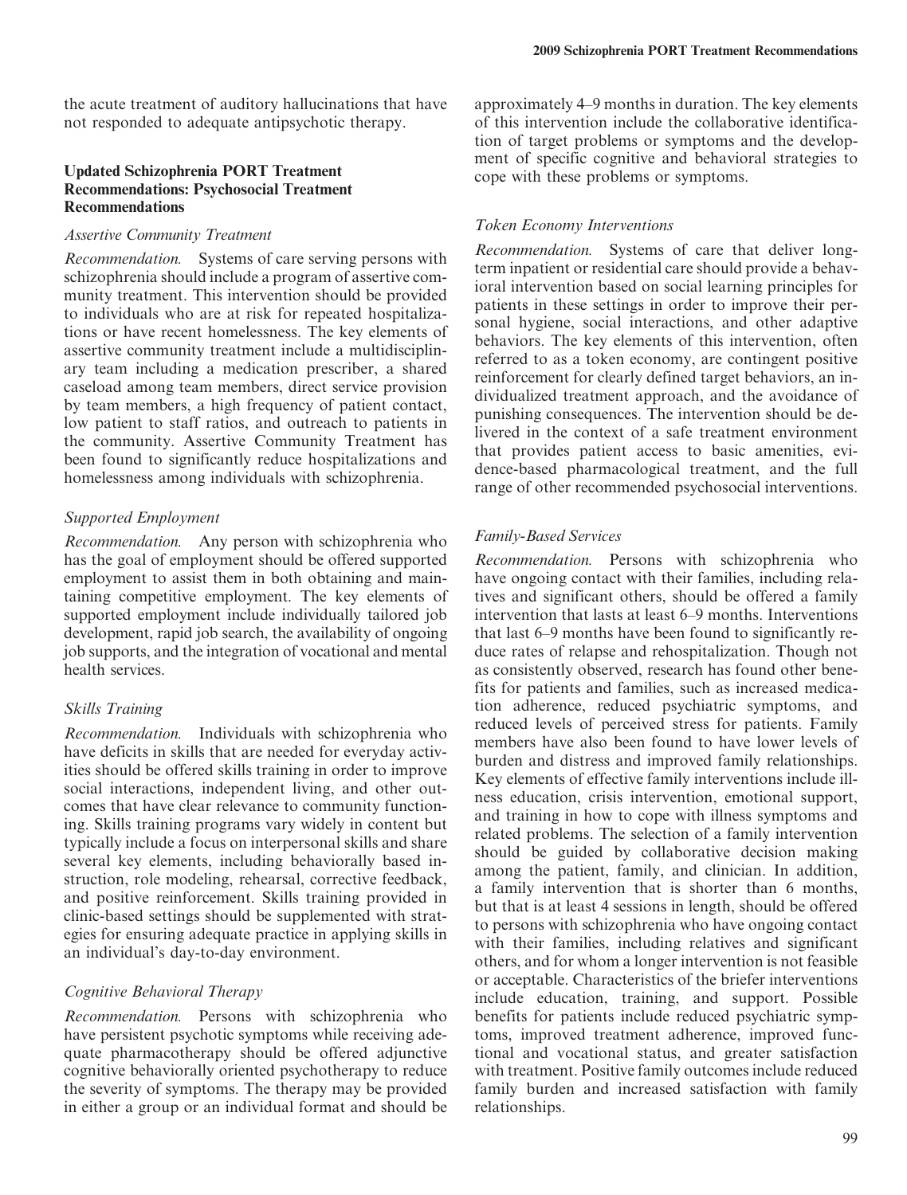the acute treatment of auditory hallucinations that have not responded to adequate antipsychotic therapy.

## Updated Schizophrenia PORT Treatment Recommendations: Psychosocial Treatment Recommendations

### *Assertive Community Treatment*

*Recommendation.* Systems of care serving persons with schizophrenia should include a program of assertive community treatment. This intervention should be provided to individuals who are at risk for repeated hospitalizations or have recent homelessness. The key elements of assertive community treatment include a multidisciplinary team including a medication prescriber, a shared caseload among team members, direct service provision by team members, a high frequency of patient contact, low patient to staff ratios, and outreach to patients in the community. Assertive Community Treatment has been found to significantly reduce hospitalizations and homelessness among individuals with schizophrenia.

### *Supported Employment*

*Recommendation.* Any person with schizophrenia who has the goal of employment should be offered supported employment to assist them in both obtaining and maintaining competitive employment. The key elements of supported employment include individually tailored job development, rapid job search, the availability of ongoing job supports, and the integration of vocational and mental health services.

### *Skills Training*

*Recommendation.* Individuals with schizophrenia who have deficits in skills that are needed for everyday activities should be offered skills training in order to improve social interactions, independent living, and other outcomes that have clear relevance to community functioning. Skills training programs vary widely in content but typically include a focus on interpersonal skills and share several key elements, including behaviorally based instruction, role modeling, rehearsal, corrective feedback, and positive reinforcement. Skills training provided in clinic-based settings should be supplemented with strategies for ensuring adequate practice in applying skills in an individual's day-to-day environment.

### *Cognitive Behavioral Therapy*

*Recommendation.* Persons with schizophrenia who have persistent psychotic symptoms while receiving adequate pharmacotherapy should be offered adjunctive cognitive behaviorally oriented psychotherapy to reduce the severity of symptoms. The therapy may be provided in either a group or an individual format and should be approximately 4–9 months in duration. The key elements of this intervention include the collaborative identification of target problems or symptoms and the development of specific cognitive and behavioral strategies to cope with these problems or symptoms.

### *Token Economy Interventions*

*Recommendation.* Systems of care that deliver long-term inpatient or residential care should provide a behavioral intervention based on social learning principles for patients in these settings in order to improve their personal hygiene, social interactions, and other adaptive behaviors. The key elements of this intervention, often referred to as a token economy, are contingent positive reinforcement for clearly defined target behaviors, an individualized treatment approach, and the avoidance of punishing consequences. The intervention should be delivered in the context of a safe treatment environment that provides patient access to basic amenities, evidence-based pharmacological treatment, and the full range of other recommended psychosocial interventions.

### *Family-Based Services*

*Recommendation.* Persons with schizophrenia who have ongoing contact with their families, including relatives and significant others, should be offered a family intervention that lasts at least 6–9 months. Interventions that last 6–9 months have been found to significantly reduce rates of relapse and rehospitalization. Though not as consistently observed, research has found other benefits for patients and families, such as increased medication adherence, reduced psychiatric symptoms, and reduced levels of perceived stress for patients. Family members have also been found to have lower levels of burden and distress and improved family relationships. Key elements of effective family interventions include illness education, crisis intervention, emotional support, and training in how to cope with illness symptoms and related problems. The selection of a family intervention should be guided by collaborative decision making among the patient, family, and clinician. In addition, a family intervention that is shorter than 6 months, but that is at least 4 sessions in length, should be offered to persons with schizophrenia who have ongoing contact with their families, including relatives and significant others, and for whom a longer intervention is not feasible or acceptable. Characteristics of the briefer interventions include education, training, and support. Possible benefits for patients include reduced psychiatric symptoms, improved treatment adherence, improved functional and vocational status, and greater satisfaction with treatment. Positive family outcomes include reduced family burden and increased satisfaction with family relationships.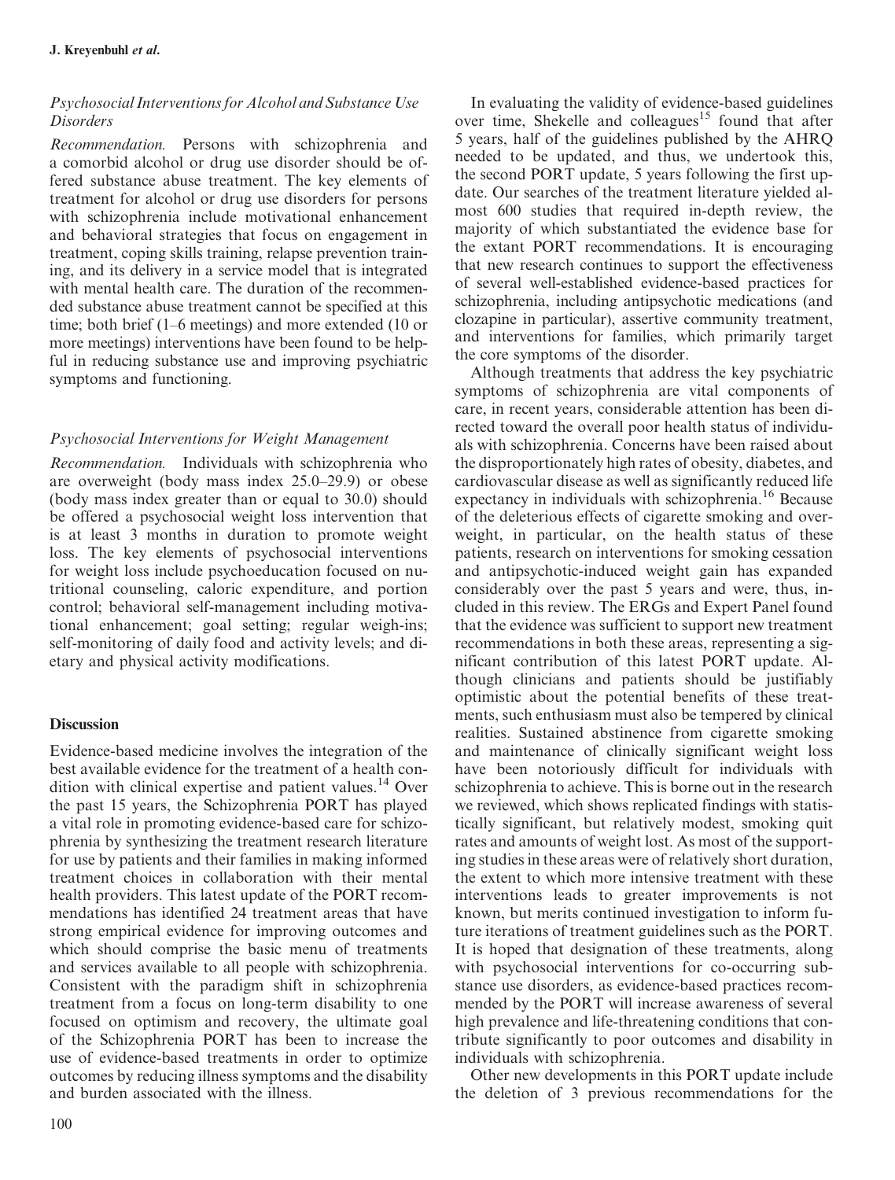### *Psychosocial Interventions for Alcohol and Substance Use Disorders*

*Recommendation.* Persons with schizophrenia and a comorbid alcohol or drug use disorder should be offered substance abuse treatment. The key elements of treatment for alcohol or drug use disorders for persons with schizophrenia include motivational enhancement and behavioral strategies that focus on engagement in treatment, coping skills training, relapse prevention training, and its delivery in a service model that is integrated with mental health care. The duration of the recommended substance abuse treatment cannot be specified at this time; both brief (1–6 meetings) and more extended (10 or more meetings) interventions have been found to be helpful in reducing substance use and improving psychiatric symptoms and functioning.

### *Psychosocial Interventions for Weight Management*

*Recommendation.* Individuals with schizophrenia who are overweight (body mass index 25.0–29.9) or obese (body mass index greater than or equal to 30.0) should be offered a psychosocial weight loss intervention that is at least 3 months in duration to promote weight loss. The key elements of psychosocial interventions for weight loss include psychoeducation focused on nutritional counseling, caloric expenditure, and portion control; behavioral self-management including motivational enhancement; goal setting; regular weigh-ins; self-monitoring of daily food and activity levels; and dietary and physical activity modifications.

## Discussion

Evidence-based medicine involves the integration of the best available evidence for the treatment of a health condition with clinical expertise and patient values.[14] Over the past 15 years, the Schizophrenia PORT has played a vital role in promoting evidence-based care for schizophrenia by synthesizing the treatment research literature for use by patients and their families in making informed treatment choices in collaboration with their mental health providers. This latest update of the PORT recommendations has identified 24 treatment areas that have strong empirical evidence for improving outcomes and which should comprise the basic menu of treatments and services available to all people with schizophrenia. Consistent with the paradigm shift in schizophrenia treatment from a focus on long-term disability to one focused on optimism and recovery, the ultimate goal of the Schizophrenia PORT has been to increase the use of evidence-based treatments in order to optimize outcomes by reducing illness symptoms and the disability and burden associated with the illness.

In evaluating the validity of evidence-based guidelines over time, Shekelle and colleagues[15] found that after 5 years, half of the guidelines published by the AHRQ needed to be updated, and thus, we undertook this, the second PORT update, 5 years following the first update. Our searches of the treatment literature yielded almost 600 studies that required in-depth review, the majority of which substantiated the evidence base for the extant PORT recommendations. It is encouraging that new research continues to support the effectiveness of several well-established evidence-based practices for schizophrenia, including antipsychotic medications (and clozapine in particular), assertive community treatment, and interventions for families, which primarily target the core symptoms of the disorder.

Although treatments that address the key psychiatric symptoms of schizophrenia are vital components of care, in recent years, considerable attention has been directed toward the overall poor health status of individuals with schizophrenia. Concerns have been raised about the disproportionately high rates of obesity, diabetes, and cardiovascular disease as well as significantly reduced life expectancy in individuals with schizophrenia.[16] Because of the deleterious effects of cigarette smoking and overweight, in particular, on the health status of these patients, research on interventions for smoking cessation and antipsychotic-induced weight gain has expanded considerably over the past 5 years and were, thus, included in this review. The ERGs and Expert Panel found that the evidence was sufficient to support new treatment recommendations in both these areas, representing a significant contribution of this latest PORT update. Although clinicians and patients should be justifiably optimistic about the potential benefits of these treatments, such enthusiasm must also be tempered by clinical realities. Sustained abstinence from cigarette smoking and maintenance of clinically significant weight loss have been notoriously difficult for individuals with schizophrenia to achieve. This is borne out in the research we reviewed, which shows replicated findings with statistically significant, but relatively modest, smoking quit rates and amounts of weight lost. As most of the supporting studies in these areas were of relatively short duration, the extent to which more intensive treatment with these interventions leads to greater improvements is not known, but merits continued investigation to inform future iterations of treatment guidelines such as the PORT. It is hoped that designation of these treatments, along with psychosocial interventions for co-occurring substance use disorders, as evidence-based practices recommended by the PORT will increase awareness of several high prevalence and life-threatening conditions that contribute significantly to poor outcomes and disability in individuals with schizophrenia.

Other new developments in this PORT update include the deletion of 3 previous recommendations for the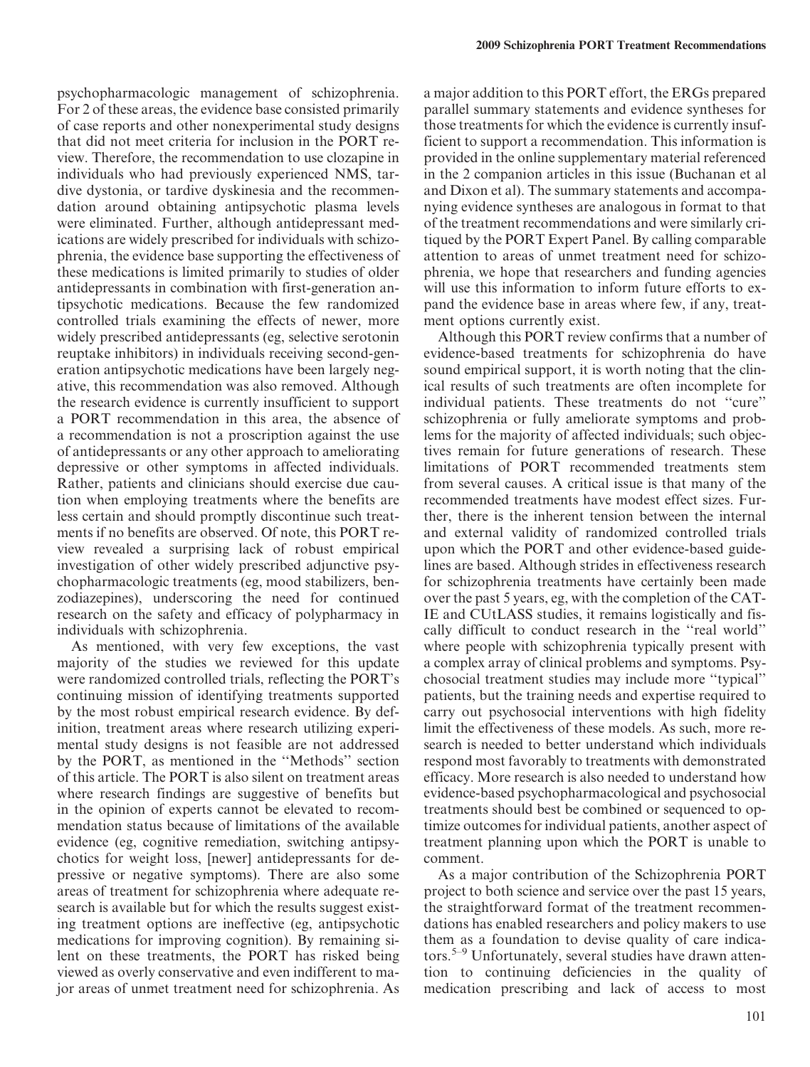psychopharmacologic management of schizophrenia. For 2 of these areas, the evidence base consisted primarily of case reports and other nonexperimental study designs that did not meet criteria for inclusion in the PORT review. Therefore, the recommendation to use clozapine in individuals who had previously experienced NMS, tardive dystonia, or tardive dyskinesia and the recommendation around obtaining antipsychotic plasma levels were eliminated. Further, although antidepressant medications are widely prescribed for individuals with schizophrenia, the evidence base supporting the effectiveness of these medications is limited primarily to studies of older antidepressants in combination with first-generation antipsychotic medications. Because the few randomized controlled trials examining the effects of newer, more widely prescribed antidepressants (eg, selective serotonin reuptake inhibitors) in individuals receiving second-generation antipsychotic medications have been largely negative, this recommendation was also removed. Although the research evidence is currently insufficient to support a PORT recommendation in this area, the absence of a recommendation is not a proscription against the use of antidepressants or any other approach to ameliorating depressive or other symptoms in affected individuals. Rather, patients and clinicians should exercise due caution when employing treatments where the benefits are less certain and should promptly discontinue such treatments if no benefits are observed. Of note, this PORT review revealed a surprising lack of robust empirical investigation of other widely prescribed adjunctive psychopharmacologic treatments (eg, mood stabilizers, benzodiazepines), underscoring the need for continued research on the safety and efficacy of polypharmacy in individuals with schizophrenia.

As mentioned, with very few exceptions, the vast majority of the studies we reviewed for this update were randomized controlled trials, reflecting the PORT's continuing mission of identifying treatments supported by the most robust empirical research evidence. By definition, treatment areas where research utilizing experimental study designs is not feasible are not addressed by the PORT, as mentioned in the "Methods" section of this article. The PORT is also silent on treatment areas where research findings are suggestive of benefits but in the opinion of experts cannot be elevated to recommendation status because of limitations of the available evidence (eg, cognitive remediation, switching antipsychotics for weight loss, [newer] antidepressants for depressive or negative symptoms). There are also some areas of treatment for schizophrenia where adequate research is available but for which the results suggest existing treatment options are ineffective (eg, antipsychotic medications for improving cognition). By remaining silent on these treatments, the PORT has risked being viewed as overly conservative and even indifferent to major areas of unmet treatment need for schizophrenia. As a major addition to this PORT effort, the ERGs prepared parallel summary statements and evidence syntheses for those treatments for which the evidence is currently insufficient to support a recommendation. This information is provided in the online supplementary material referenced in the 2 companion articles in this issue (Buchanan et al and Dixon et al). The summary statements and accompanying evidence syntheses are analogous in format to that of the treatment recommendations and were similarly critiqued by the PORT Expert Panel. By calling comparable attention to areas of unmet treatment need for schizophrenia, we hope that researchers and funding agencies will use this information to inform future efforts to expand the evidence base in areas where few, if any, treatment options currently exist.

Although this PORT review confirms that a number of evidence-based treatments for schizophrenia do have sound empirical support, it is worth noting that the clinical results of such treatments are often incomplete for individual patients. These treatments do not "cure" schizophrenia or fully ameliorate symptoms and problems for the majority of affected individuals; such objectives remain for future generations of research. These limitations of PORT recommended treatments stem from several causes. A critical issue is that many of the recommended treatments have modest effect sizes. Further, there is the inherent tension between the internal and external validity of randomized controlled trials upon which the PORT and other evidence-based guidelines are based. Although strides in effectiveness research for schizophrenia treatments have certainly been made over the past 5 years, eg, with the completion of the CATIE and CUtLASS studies, it remains logistically and fiscally difficult to conduct research in the "real world" where people with schizophrenia typically present with a complex array of clinical problems and symptoms. Psychosocial treatment studies may include more "typical" patients, but the training needs and expertise required to carry out psychosocial interventions with high fidelity limit the effectiveness of these models. As such, more research is needed to better understand which individuals respond most favorably to treatments with demonstrated efficacy. More research is also needed to understand how evidence-based psychopharmacological and psychosocial treatments should best be combined or sequenced to optimize outcomes for individual patients, another aspect of treatment planning upon which the PORT is unable to comment.

As a major contribution of the Schizophrenia PORT project to both science and service over the past 15 years, the straightforward format of the treatment recommendations has enabled researchers and policy makers to use them as a foundation to devise quality of care indicators.[5–9] Unfortunately, several studies have drawn attention to continuing deficiencies in the quality of medication prescribing and lack of access to most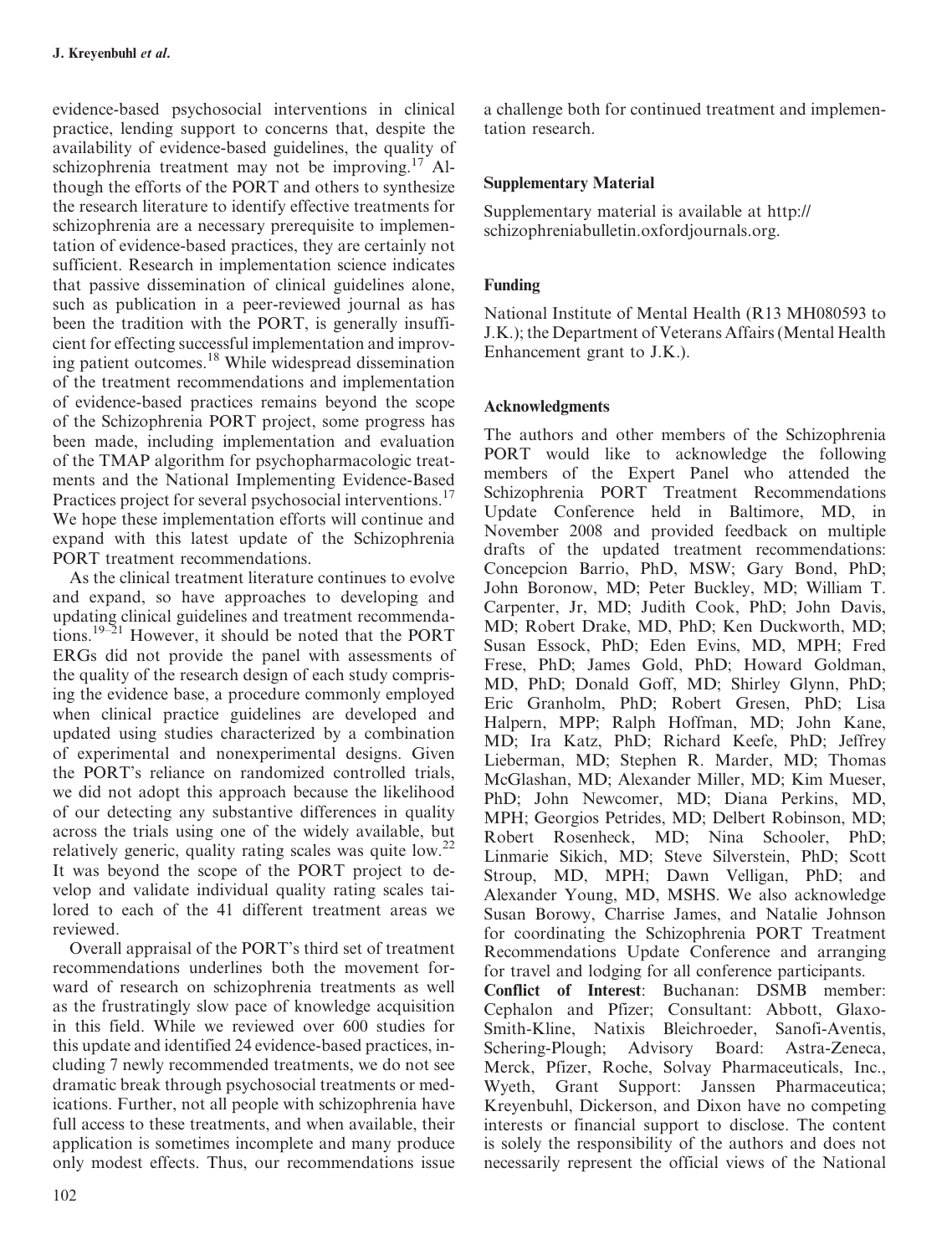evidence-based psychosocial interventions in clinical practice, lending support to concerns that, despite the availability of evidence-based guidelines, the quality of schizophrenia treatment may not be improving.[17] Although the efforts of the PORT and others to synthesize the research literature to identify effective treatments for schizophrenia are a necessary prerequisite to implementation of evidence-based practices, they are certainly not sufficient. Research in implementation science indicates that passive dissemination of clinical guidelines alone, such as publication in a peer-reviewed journal as has been the tradition with the PORT, is generally insufficient for effecting successful implementation and improving patient outcomes.[18] While widespread dissemination of the treatment recommendations and implementation of evidence-based practices remains beyond the scope of the Schizophrenia PORT project, some progress has been made, including implementation and evaluation of the TMAP algorithm for psychopharmacologic treatments and the National Implementing Evidence-Based Practices project for several psychosocial interventions.[17] We hope these implementation efforts will continue and expand with this latest update of the Schizophrenia PORT treatment recommendations.

As the clinical treatment literature continues to evolve and expand, so have approaches to developing and updating clinical guidelines and treatment recommendations.[19–21] However, it should be noted that the PORT ERGs did not provide the panel with assessments of the quality of the research design of each study comprising the evidence base, a procedure commonly employed when clinical practice guidelines are developed and updated using studies characterized by a combination of experimental and nonexperimental designs. Given the PORT's reliance on randomized controlled trials, we did not adopt this approach because the likelihood of our detecting any substantive differences in quality across the trials using one of the widely available, but relatively generic, quality rating scales was quite low.[22] It was beyond the scope of the PORT project to develop and validate individual quality rating scales tailored to each of the 41 different treatment areas we reviewed.

Overall appraisal of the PORT's third set of treatment recommendations underlines both the movement forward of research on schizophrenia treatments as well as the frustratingly slow pace of knowledge acquisition in this field. While we reviewed over 600 studies for this update and identified 24 evidence-based practices, including 7 newly recommended treatments, we do not see dramatic break through psychosocial treatments or medications. Further, not all people with schizophrenia have full access to these treatments, and when available, their application is sometimes incomplete and many produce only modest effects. Thus, our recommendations issue a challenge both for continued treatment and implementation research.

## Supplementary Material

Supplementary material is available at http://schizophreniabulletin.oxfordjournals.org.

## Funding

National Institute of Mental Health (R13 MH080593 to J.K.); the Department of Veterans Affairs (Mental Health Enhancement grant to J.K.).

## Acknowledgments

The authors and other members of the Schizophrenia PORT would like to acknowledge the following members of the Expert Panel who attended the Schizophrenia PORT Treatment Recommendations Update Conference held in Baltimore, MD, in November 2008 and provided feedback on multiple drafts of the updated treatment recommendations: Concepcion Barrio, PhD, MSW; Gary Bond, PhD; John Boronow, MD; Peter Buckley, MD; William T. Carpenter, Jr, MD; Judith Cook, PhD; John Davis, MD; Robert Drake, MD, PhD; Ken Duckworth, MD; Susan Essock, PhD; Eden Evins, MD, MPH; Fred Frese, PhD; James Gold, PhD; Howard Goldman, MD, PhD; Donald Goff, MD; Shirley Glynn, PhD; Eric Granholm, PhD; Robert Gresen, PhD; Lisa Halpern, MPP; Ralph Hoffman, MD; John Kane, MD; Ira Katz, PhD; Richard Keefe, PhD; Jeffrey Lieberman, MD; Stephen R. Marder, MD; Thomas McGlashan, MD; Alexander Miller, MD; Kim Mueser, PhD; John Newcomer, MD; Diana Perkins, MD, MPH; Georgios Petrides, MD; Delbert Robinson, MD; Robert Rosenheck, MD; Nina Schooler, PhD; Linmarie Sikich, MD; Steve Silverstein, PhD; Scott Stroup, MD, MPH; Dawn Velligan, PhD; and Alexander Young, MD, MSHS. We also acknowledge Susan Borowy, Charrise James, and Natalie Johnson for coordinating the Schizophrenia PORT Treatment Recommendations Update Conference and arranging for travel and lodging for all conference participants.

**Conflict of Interest**: Buchanan: DSMB member: Cephalon and Pfizer; Consultant: Abbott, GlaxoSmith-Kline, Natixis Bleichroeder, Sanofi-Aventis, Schering-Plough; Advisory Board: Astra-Zeneca, Merck, Pfizer, Roche, Solvay Pharmaceuticals, Inc., Wyeth, Grant Support: Janssen Pharmaceutica; Kreyenbuhl, Dickerson, and Dixon have no competing interests or financial support to disclose. The content is solely the responsibility of the authors and does not necessarily represent the official views of the National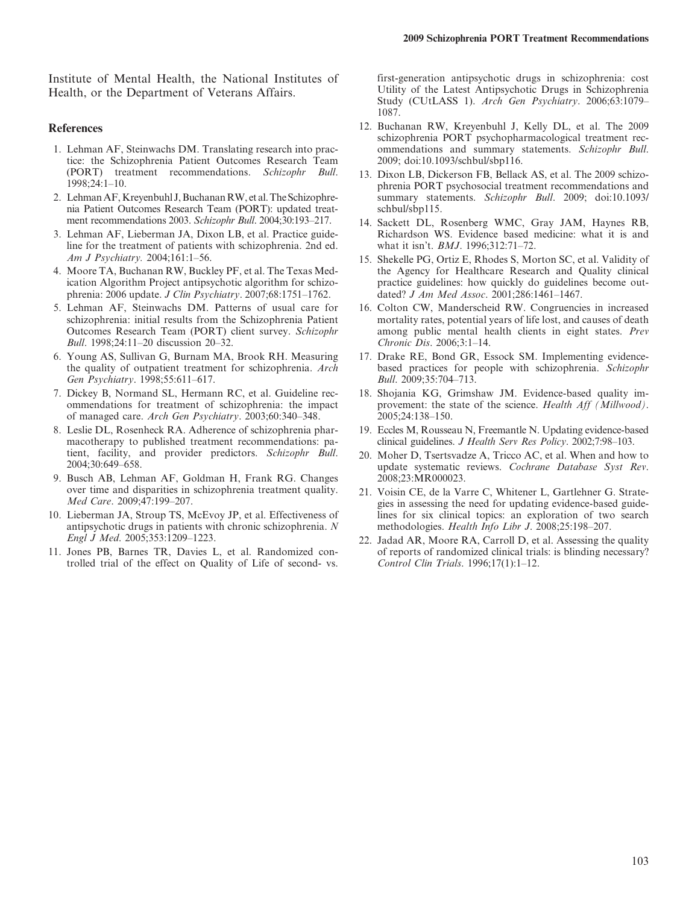Institute of Mental Health, the National Institutes of Health, or the Department of Veterans Affairs.

## References

1. Lehman AF, Steinwachs DM. Translating research into practice: the Schizophrenia Patient Outcomes Research Team (PORT) treatment recommendations. *Schizophr Bull*. 1998;24:1–10.
2. Lehman AF, Kreyenbuhl J, Buchanan RW, et al. The Schizophrenia Patient Outcomes Research Team (PORT): updated treatment recommendations 2003. *Schizophr Bull*. 2004;30:193–217.
3. Lehman AF, Lieberman JA, Dixon LB, et al. Practice guideline for the treatment of patients with schizophrenia. 2nd ed. *Am J Psychiatry.* 2004;161:1–56.
4. Moore TA, Buchanan RW, Buckley PF, et al. The Texas Medication Algorithm Project antipsychotic algorithm for schizophrenia: 2006 update. *J Clin Psychiatry*. 2007;68:1751–1762.
5. Lehman AF, Steinwachs DM. Patterns of usual care for schizophrenia: initial results from the Schizophrenia Patient Outcomes Research Team (PORT) client survey. *Schizophr Bull*. 1998;24:11–20 discussion 20–32.
6. Young AS, Sullivan G, Burnam MA, Brook RH. Measuring the quality of outpatient treatment for schizophrenia. *Arch Gen Psychiatry*. 1998;55:611–617.
7. Dickey B, Normand SL, Hermann RC, et al. Guideline recommendations for treatment of schizophrenia: the impact of managed care. *Arch Gen Psychiatry*. 2003;60:340–348.
8. Leslie DL, Rosenheck RA. Adherence of schizophrenia pharmacotherapy to published treatment recommendations: patient, facility, and provider predictors. *Schizophr Bull*. 2004;30:649–658.
9. Busch AB, Lehman AF, Goldman H, Frank RG. Changes over time and disparities in schizophrenia treatment quality. *Med Care*. 2009;47:199–207.
10. Lieberman JA, Stroup TS, McEvoy JP, et al. Effectiveness of antipsychotic drugs in patients with chronic schizophrenia. *N Engl J Med*. 2005;353:1209–1223.
11. Jones PB, Barnes TR, Davies L, et al. Randomized controlled trial of the effect on Quality of Life of second- vs. first-generation antipsychotic drugs in schizophrenia: cost Utility of the Latest Antipsychotic Drugs in Schizophrenia Study (CUtLASS 1). *Arch Gen Psychiatry*. 2006;63:1079–1087.
12. Buchanan RW, Kreyenbuhl J, Kelly DL, et al. The 2009 schizophrenia PORT psychopharmacological treatment recommendations and summary statements. *Schizophr Bull*. 2009; doi:10.1093/schbul/sbp116.
13. Dixon LB, Dickerson FB, Bellack AS, et al. The 2009 schizophrenia PORT psychosocial treatment recommendations and summary statements. *Schizophr Bull*. 2009; doi:10.1093/schbul/sbp115.
14. Sackett DL, Rosenberg WMC, Gray JAM, Haynes RB, Richardson WS. Evidence based medicine: what it is and what it isn't. *BMJ*. 1996;312:71–72.
15. Shekelle PG, Ortiz E, Rhodes S, Morton SC, et al. Validity of the Agency for Healthcare Research and Quality clinical practice guidelines: how quickly do guidelines become outdated? *J Am Med Assoc*. 2001;286:1461–1467.
16. Colton CW, Manderscheid RW. Congruencies in increased mortality rates, potential years of life lost, and causes of death among public mental health clients in eight states. *Prev Chronic Dis*. 2006;3:1–14.
17. Drake RE, Bond GR, Essock SM. Implementing evidence-based practices for people with schizophrenia. *Schizophr Bull*. 2009;35:704–713.
18. Shojania KG, Grimshaw JM. Evidence-based quality improvement: the state of the science. *Health Aff (Millwood)*. 2005;24:138–150.
19. Eccles M, Rousseau N, Freemantle N. Updating evidence-based clinical guidelines. *J Health Serv Res Policy*. 2002;7:98–103.
20. Moher D, Tsertsvadze A, Tricco AC, et al. When and how to update systematic reviews. *Cochrane Database Syst Rev*. 2008;23:MR000023.
21. Voisin CE, de la Varre C, Whitener L, Gartlehner G. Strategies in assessing the need for updating evidence-based guidelines for six clinical topics: an exploration of two search methodologies. *Health Info Libr J*. 2008;25:198–207.
22. Jadad AR, Moore RA, Carroll D, et al. Assessing the quality of reports of randomized clinical trials: is blinding necessary? *Control Clin Trials*. 1996;17(1):1–12.